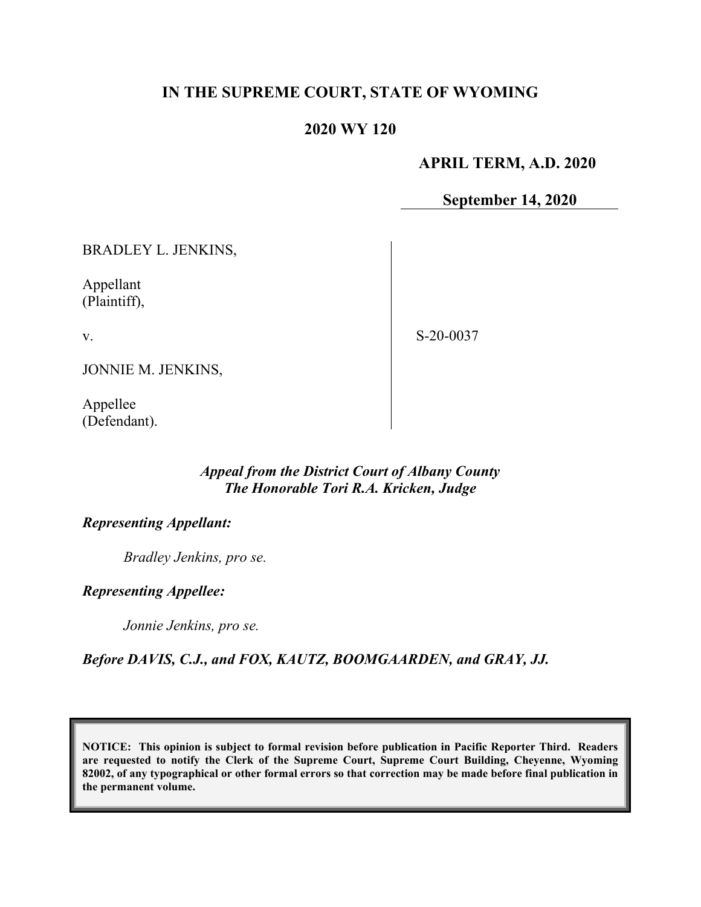# IN THE SUPREME COURT, STATE OF WYOMING

## 2020 WY 120

**APRIL TERM, A.D. 2020**

**September 14, 2020**

BRADLEY L. JENKINS,

Appellant
(Plaintiff),

v.

JONNIE M. JENKINS,

Appellee
(Defendant).

S-20-0037

***Appeal from the District Court of Albany County***
***The Honorable Tori R.A. Kricken, Judge***

***Representing Appellant:***

*Bradley Jenkins, pro se.*

***Representing Appellee:***

*Jonnie Jenkins, pro se.*

***Before DAVIS, C.J., and FOX, KAUTZ, BOOMGAARDEN, and GRAY, JJ.***

**NOTICE: This opinion is subject to formal revision before publication in Pacific Reporter Third. Readers are requested to notify the Clerk of the Supreme Court, Supreme Court Building, Cheyenne, Wyoming 82002, of any typographical or other formal errors so that correction may be made before final publication in the permanent volume.**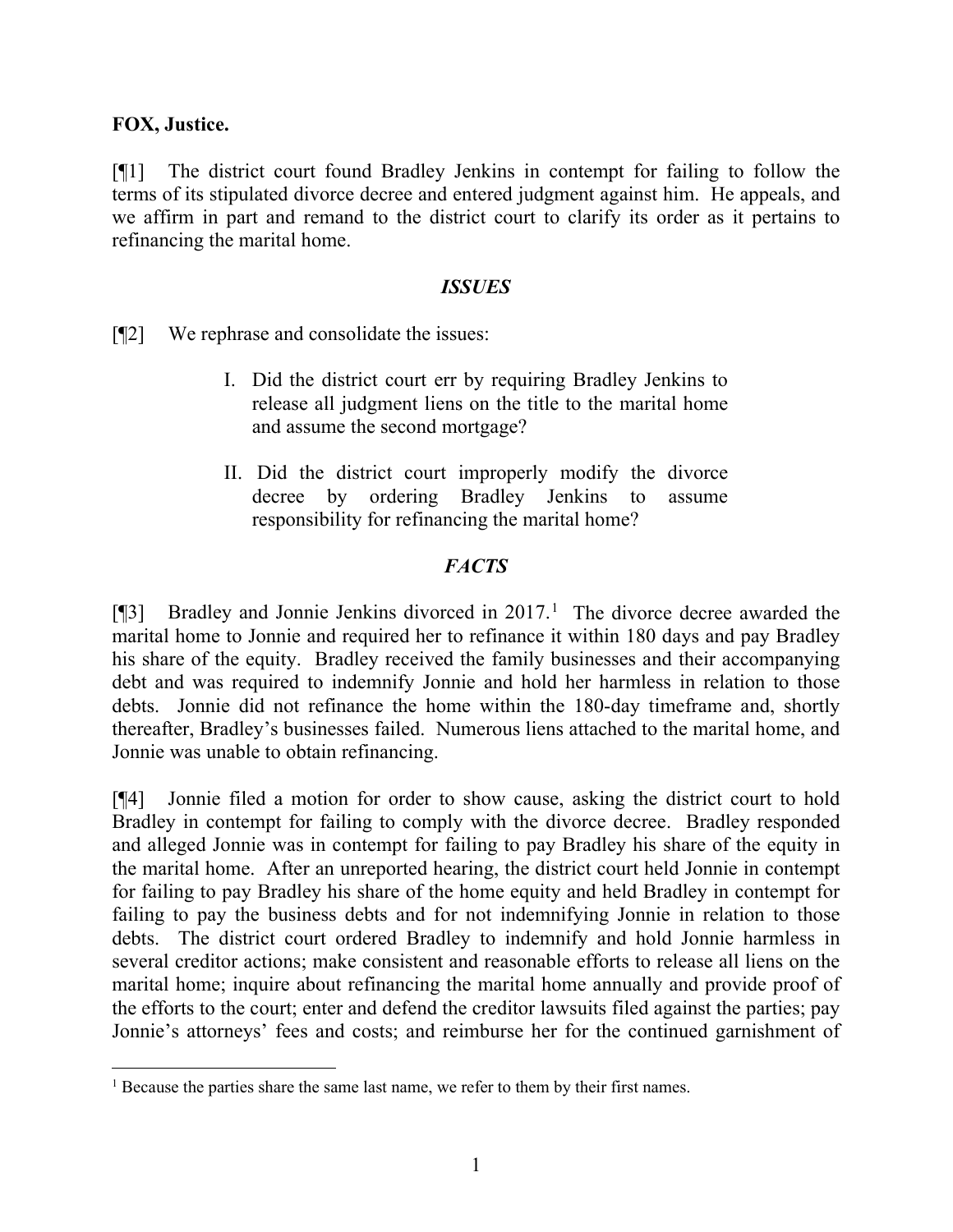**FOX, Justice.**

[¶1] The district court found Bradley Jenkins in contempt for failing to follow the terms of its stipulated divorce decree and entered judgment against him. He appeals, and we affirm in part and remand to the district court to clarify its order as it pertains to refinancing the marital home.

### *ISSUES*

[¶2] We rephrase and consolidate the issues:

> I. Did the district court err by requiring Bradley Jenkins to release all judgment liens on the title to the marital home and assume the second mortgage?
>
> II. Did the district court improperly modify the divorce decree by ordering Bradley Jenkins to assume responsibility for refinancing the marital home?

### *FACTS*

[¶3] Bradley and Jonnie Jenkins divorced in 2017.[1] The divorce decree awarded the marital home to Jonnie and required her to refinance it within 180 days and pay Bradley his share of the equity. Bradley received the family businesses and their accompanying debt and was required to indemnify Jonnie and hold her harmless in relation to those debts. Jonnie did not refinance the home within the 180-day timeframe and, shortly thereafter, Bradley's businesses failed. Numerous liens attached to the marital home, and Jonnie was unable to obtain refinancing.

[¶4] Jonnie filed a motion for order to show cause, asking the district court to hold Bradley in contempt for failing to comply with the divorce decree. Bradley responded and alleged Jonnie was in contempt for failing to pay Bradley his share of the equity in the marital home. After an unreported hearing, the district court held Jonnie in contempt for failing to pay Bradley his share of the home equity and held Bradley in contempt for failing to pay the business debts and for not indemnifying Jonnie in relation to those debts. The district court ordered Bradley to indemnify and hold Jonnie harmless in several creditor actions; make consistent and reasonable efforts to release all liens on the marital home; inquire about refinancing the marital home annually and provide proof of the efforts to the court; enter and defend the creditor lawsuits filed against the parties; pay Jonnie's attorneys' fees and costs; and reimburse her for the continued garnishment of

[1] Because the parties share the same last name, we refer to them by their first names.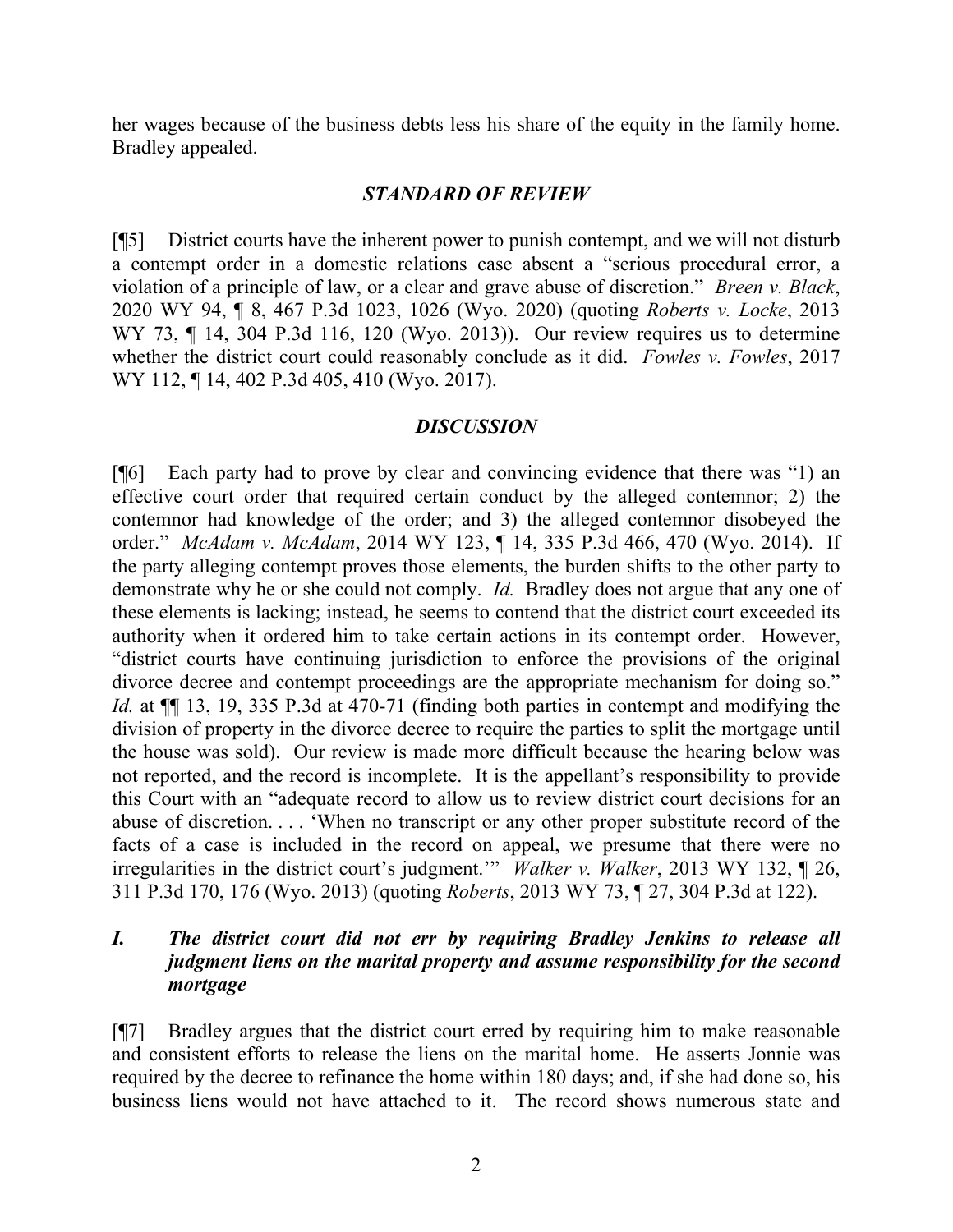her wages because of the business debts less his share of the equity in the family home. Bradley appealed.

## *STANDARD OF REVIEW*

[¶5] District courts have the inherent power to punish contempt, and we will not disturb a contempt order in a domestic relations case absent a "serious procedural error, a violation of a principle of law, or a clear and grave abuse of discretion." *Breen v. Black*, 2020 WY 94, ¶ 8, 467 P.3d 1023, 1026 (Wyo. 2020) (quoting *Roberts v. Locke*, 2013 WY 73, ¶ 14, 304 P.3d 116, 120 (Wyo. 2013)). Our review requires us to determine whether the district court could reasonably conclude as it did. *Fowles v. Fowles*, 2017 WY 112, ¶ 14, 402 P.3d 405, 410 (Wyo. 2017).

## *DISCUSSION*

[¶6] Each party had to prove by clear and convincing evidence that there was "1) an effective court order that required certain conduct by the alleged contemnor; 2) the contemnor had knowledge of the order; and 3) the alleged contemnor disobeyed the order." *McAdam v. McAdam*, 2014 WY 123, ¶ 14, 335 P.3d 466, 470 (Wyo. 2014). If the party alleging contempt proves those elements, the burden shifts to the other party to demonstrate why he or she could not comply. *Id.* Bradley does not argue that any one of these elements is lacking; instead, he seems to contend that the district court exceeded its authority when it ordered him to take certain actions in its contempt order. However, "district courts have continuing jurisdiction to enforce the provisions of the original divorce decree and contempt proceedings are the appropriate mechanism for doing so." *Id.* at ¶¶ 13, 19, 335 P.3d at 470-71 (finding both parties in contempt and modifying the division of property in the divorce decree to require the parties to split the mortgage until the house was sold). Our review is made more difficult because the hearing below was not reported, and the record is incomplete. It is the appellant's responsibility to provide this Court with an "adequate record to allow us to review district court decisions for an abuse of discretion. . . . 'When no transcript or any other proper substitute record of the facts of a case is included in the record on appeal, we presume that there were no irregularities in the district court's judgment.'" *Walker v. Walker*, 2013 WY 132, ¶ 26, 311 P.3d 170, 176 (Wyo. 2013) (quoting *Roberts*, 2013 WY 73, ¶ 27, 304 P.3d at 122).

### *I. The district court did not err by requiring Bradley Jenkins to release all judgment liens on the marital property and assume responsibility for the second mortgage*

[¶7] Bradley argues that the district court erred by requiring him to make reasonable and consistent efforts to release the liens on the marital home. He asserts Jonnie was required by the decree to refinance the home within 180 days; and, if she had done so, his business liens would not have attached to it. The record shows numerous state and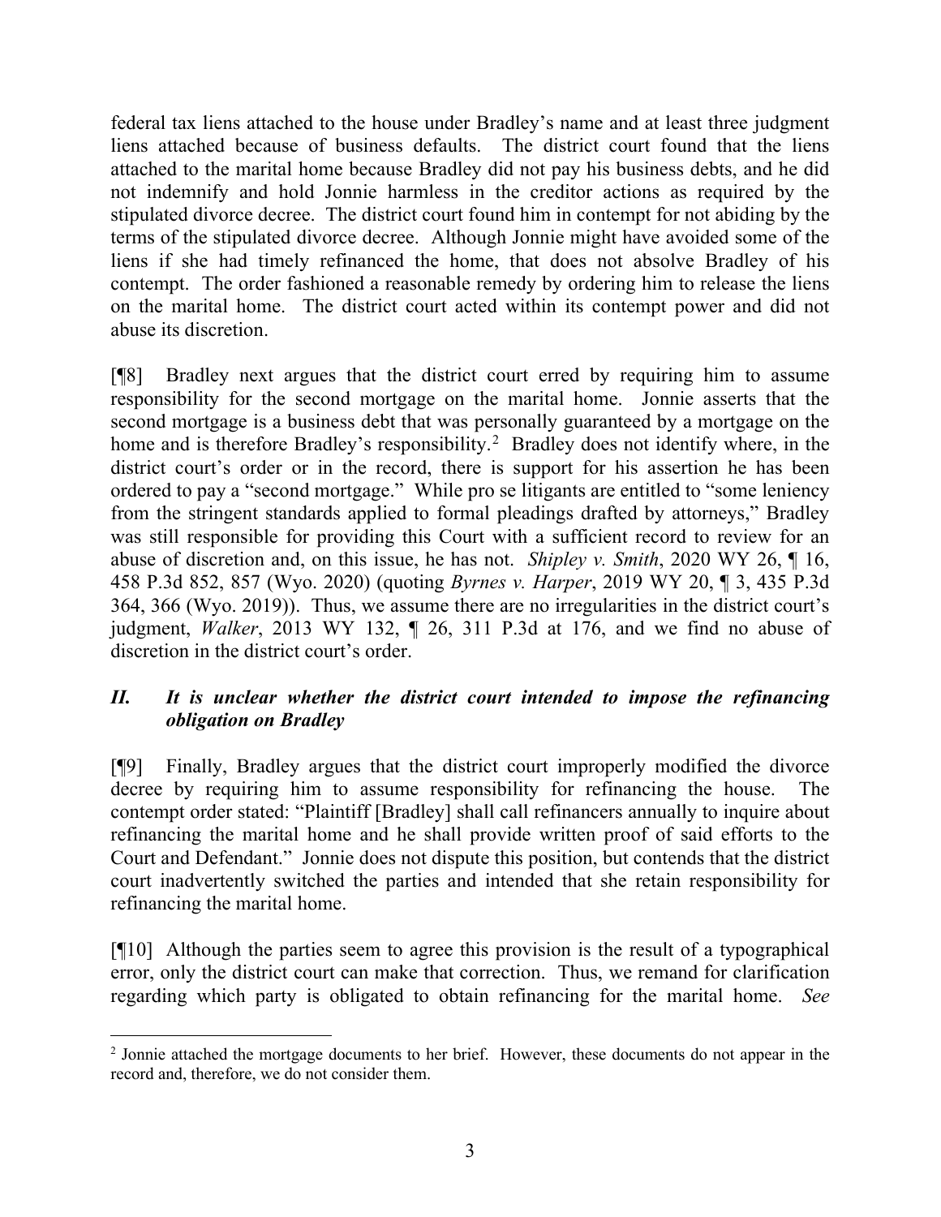federal tax liens attached to the house under Bradley's name and at least three judgment liens attached because of business defaults. The district court found that the liens attached to the marital home because Bradley did not pay his business debts, and he did not indemnify and hold Jonnie harmless in the creditor actions as required by the stipulated divorce decree. The district court found him in contempt for not abiding by the terms of the stipulated divorce decree. Although Jonnie might have avoided some of the liens if she had timely refinanced the home, that does not absolve Bradley of his contempt. The order fashioned a reasonable remedy by ordering him to release the liens on the marital home. The district court acted within its contempt power and did not abuse its discretion.

[¶8] Bradley next argues that the district court erred by requiring him to assume responsibility for the second mortgage on the marital home. Jonnie asserts that the second mortgage is a business debt that was personally guaranteed by a mortgage on the home and is therefore Bradley's responsibility.[2] Bradley does not identify where, in the district court's order or in the record, there is support for his assertion he has been ordered to pay a "second mortgage." While pro se litigants are entitled to "some leniency from the stringent standards applied to formal pleadings drafted by attorneys," Bradley was still responsible for providing this Court with a sufficient record to review for an abuse of discretion and, on this issue, he has not. *Shipley v. Smith*, 2020 WY 26, ¶ 16, 458 P.3d 852, 857 (Wyo. 2020) (quoting *Byrnes v. Harper*, 2019 WY 20, ¶ 3, 435 P.3d 364, 366 (Wyo. 2019)). Thus, we assume there are no irregularities in the district court's judgment, *Walker*, 2013 WY 132, ¶ 26, 311 P.3d at 176, and we find no abuse of discretion in the district court's order.

## *II. It is unclear whether the district court intended to impose the refinancing obligation on Bradley*

[¶9] Finally, Bradley argues that the district court improperly modified the divorce decree by requiring him to assume responsibility for refinancing the house. The contempt order stated: "Plaintiff [Bradley] shall call refinancers annually to inquire about refinancing the marital home and he shall provide written proof of said efforts to the Court and Defendant." Jonnie does not dispute this position, but contends that the district court inadvertently switched the parties and intended that she retain responsibility for refinancing the marital home.

[¶10] Although the parties seem to agree this provision is the result of a typographical error, only the district court can make that correction. Thus, we remand for clarification regarding which party is obligated to obtain refinancing for the marital home. *See*

[2] Jonnie attached the mortgage documents to her brief. However, these documents do not appear in the record and, therefore, we do not consider them.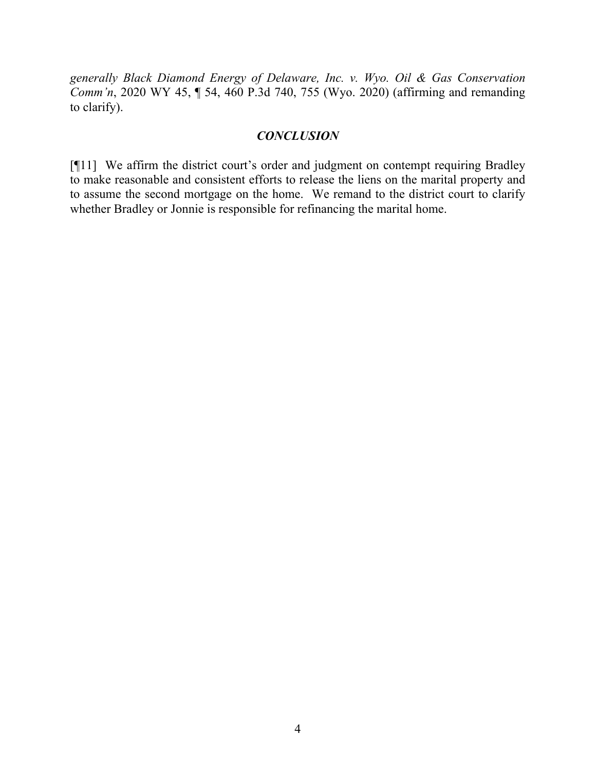*generally Black Diamond Energy of Delaware, Inc. v. Wyo. Oil & Gas Conservation Comm'n*, 2020 WY 45, ¶ 54, 460 P.3d 740, 755 (Wyo. 2020) (affirming and remanding to clarify).

## ***CONCLUSION***

[¶11] We affirm the district court's order and judgment on contempt requiring Bradley to make reasonable and consistent efforts to release the liens on the marital property and to assume the second mortgage on the home. We remand to the district court to clarify whether Bradley or Jonnie is responsible for refinancing the marital home.